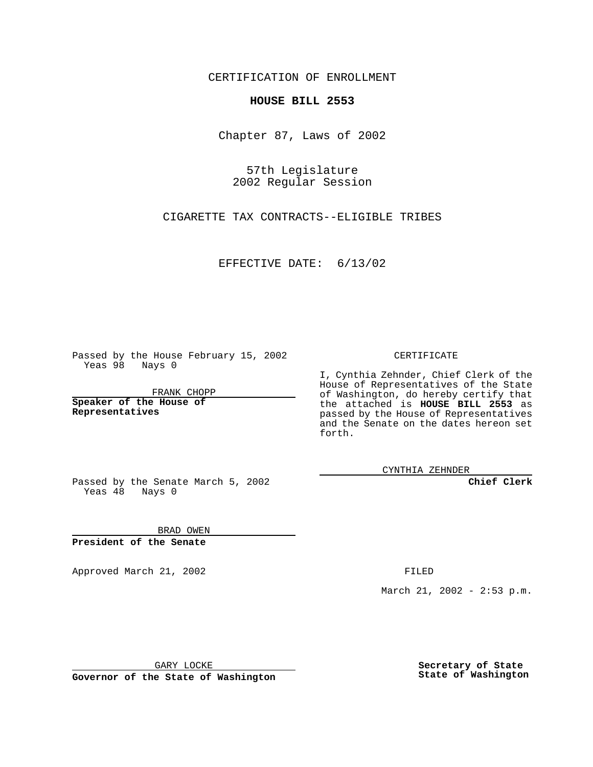CERTIFICATION OF ENROLLMENT

**HOUSE BILL 2553**

Chapter 87, Laws of 2002

57th Legislature
2002 Regular Session

CIGARETTE TAX CONTRACTS--ELIGIBLE TRIBES

EFFECTIVE DATE: 6/13/02

Passed by the House February 15, 2002
Yeas 98 Nays 0

FRANK CHOPP

**Speaker of the House of Representatives**

Passed by the Senate March 5, 2002
Yeas 48 Nays 0

BRAD OWEN

**President of the Senate**

Approved March 21, 2002

GARY LOCKE

**Governor of the State of Washington**

CERTIFICATE

I, Cynthia Zehnder, Chief Clerk of the House of Representatives of the State of Washington, do hereby certify that the attached is **HOUSE BILL 2553** as passed by the House of Representatives and the Senate on the dates hereon set forth.

CYNTHIA ZEHNDER

**Chief Clerk**

FILED

March 21, 2002 - 2:53 p.m.

**Secretary of State**
**State of Washington**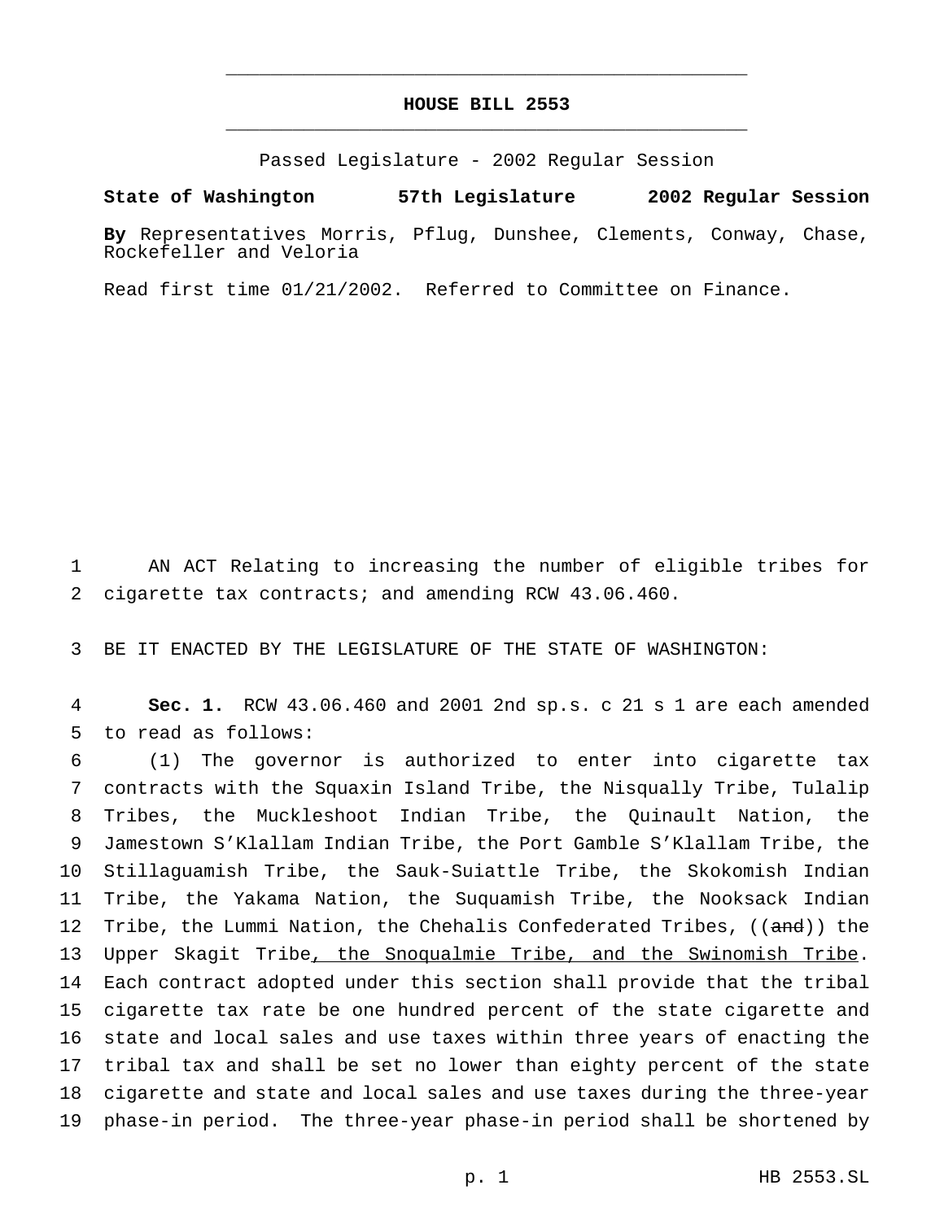# HOUSE BILL 2553

Passed Legislature - 2002 Regular Session

**State of Washington** **57th Legislature** **2002 Regular Session**

**By** Representatives Morris, Pflug, Dunshee, Clements, Conway, Chase, Rockefeller and Veloria

Read first time 01/21/2002. Referred to Committee on Finance.

1 AN ACT Relating to increasing the number of eligible tribes for
2 cigarette tax contracts; and amending RCW 43.06.460.

3 BE IT ENACTED BY THE LEGISLATURE OF THE STATE OF WASHINGTON:

4 **Sec. 1.** RCW 43.06.460 and 2001 2nd sp.s. c 21 s 1 are each amended
5 to read as follows:

6 (1) The governor is authorized to enter into cigarette tax
7 contracts with the Squaxin Island Tribe, the Nisqually Tribe, Tulalip
8 Tribes, the Muckleshoot Indian Tribe, the Quinault Nation, the
9 Jamestown S'Klallam Indian Tribe, the Port Gamble S'Klallam Tribe, the
10 Stillaguamish Tribe, the Sauk-Suiattle Tribe, the Skokomish Indian
11 Tribe, the Yakama Nation, the Suquamish Tribe, the Nooksack Indian
12 Tribe, the Lummi Nation, the Chehalis Confederated Tribes, ((~~and~~)) the
13 Upper Skagit Tribe<u>, the Snoqualmie Tribe, and the Swinomish Tribe</u>.
14 Each contract adopted under this section shall provide that the tribal
15 cigarette tax rate be one hundred percent of the state cigarette and
16 state and local sales and use taxes within three years of enacting the
17 tribal tax and shall be set no lower than eighty percent of the state
18 cigarette and state and local sales and use taxes during the three-year
19 phase-in period. The three-year phase-in period shall be shortened by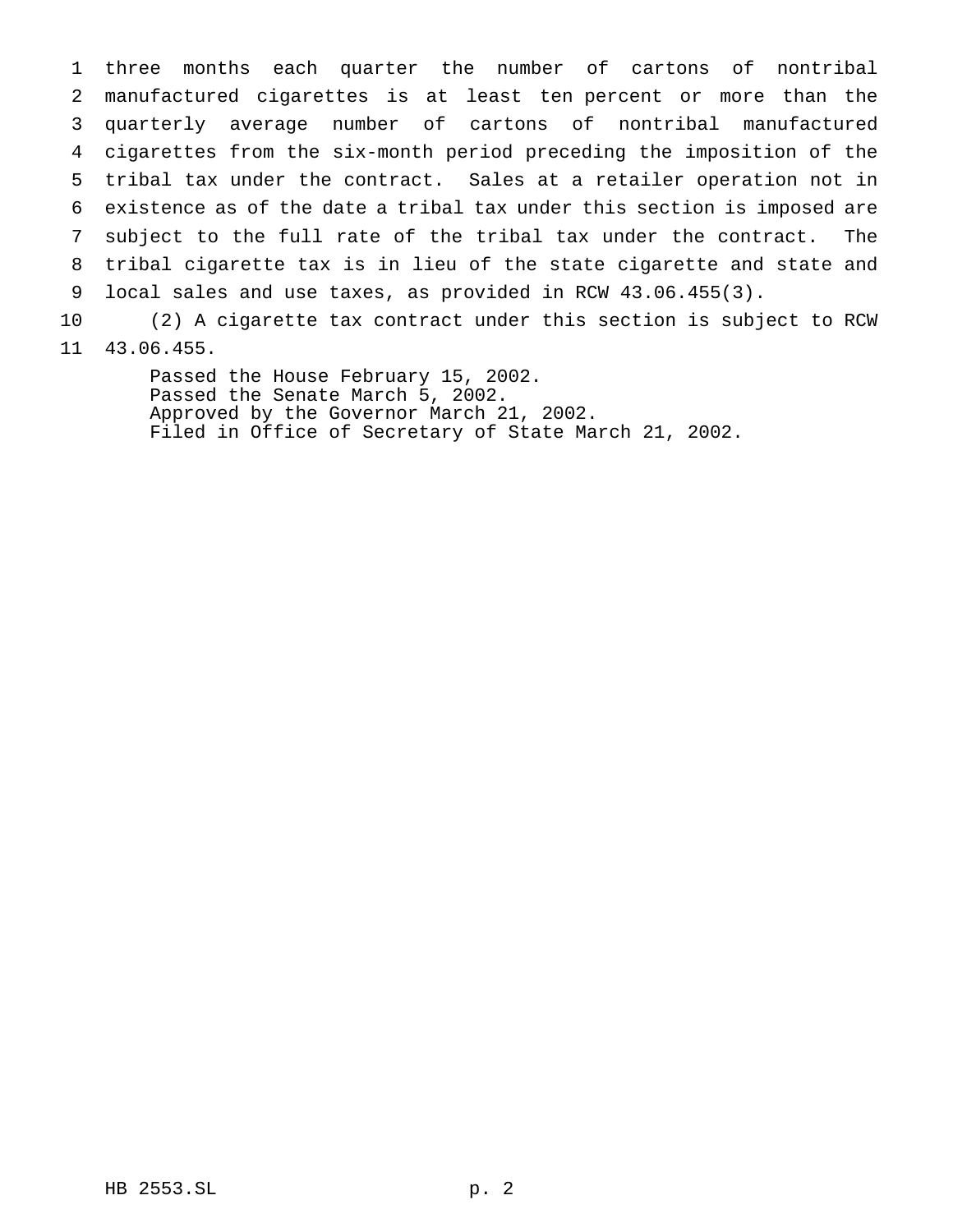three months each quarter the number of cartons of nontribal manufactured cigarettes is at least ten percent or more than the quarterly average number of cartons of nontribal manufactured cigarettes from the six-month period preceding the imposition of the tribal tax under the contract. Sales at a retailer operation not in existence as of the date a tribal tax under this section is imposed are subject to the full rate of the tribal tax under the contract. The tribal cigarette tax is in lieu of the state cigarette and state and local sales and use taxes, as provided in RCW 43.06.455(3).

(2) A cigarette tax contract under this section is subject to RCW 43.06.455.

Passed the House February 15, 2002.
Passed the Senate March 5, 2002.
Approved by the Governor March 21, 2002.
Filed in Office of Secretary of State March 21, 2002.